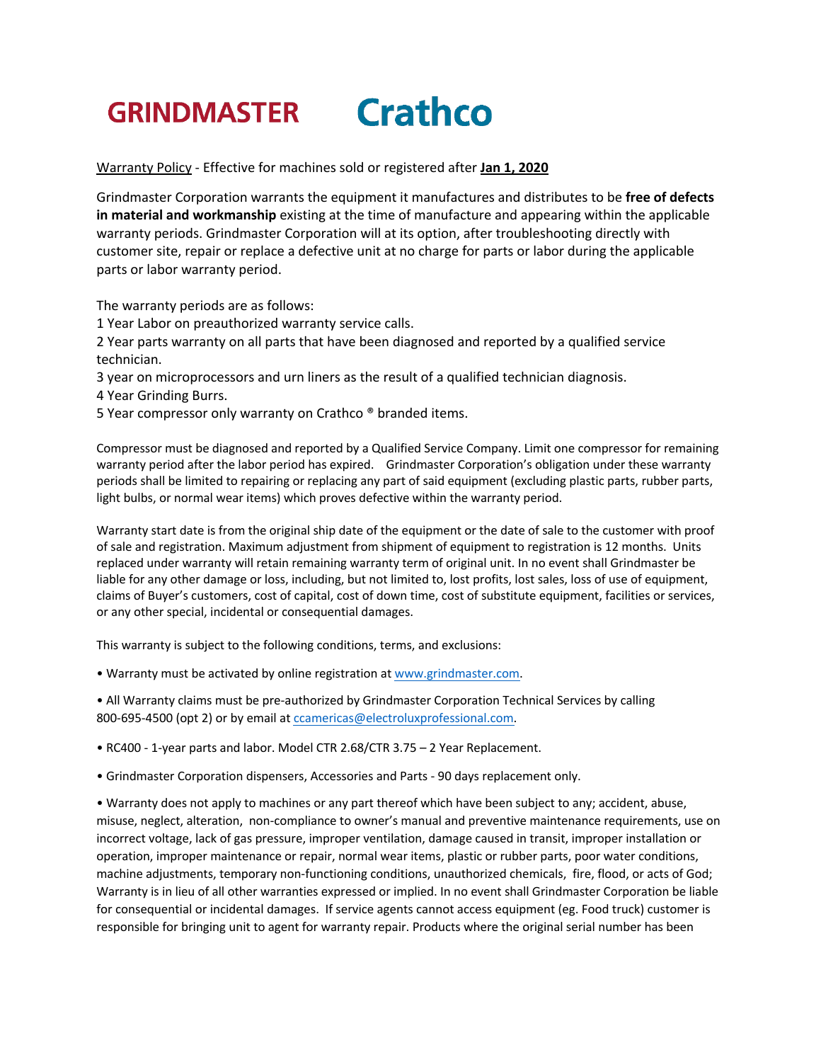**GRINDMASTER** **Crathco**

Warranty Policy - Effective for machines sold or registered after **Jan 1, 2020**

Grindmaster Corporation warrants the equipment it manufactures and distributes to be **free of defects in material and workmanship** existing at the time of manufacture and appearing within the applicable warranty periods. Grindmaster Corporation will at its option, after troubleshooting directly with customer site, repair or replace a defective unit at no charge for parts or labor during the applicable parts or labor warranty period.

The warranty periods are as follows:
1 Year Labor on preauthorized warranty service calls.
2 Year parts warranty on all parts that have been diagnosed and reported by a qualified service technician.
3 year on microprocessors and urn liners as the result of a qualified technician diagnosis.
4 Year Grinding Burrs.
5 Year compressor only warranty on Crathco ® branded items.

Compressor must be diagnosed and reported by a Qualified Service Company. Limit one compressor for remaining warranty period after the labor period has expired. Grindmaster Corporation's obligation under these warranty periods shall be limited to repairing or replacing any part of said equipment (excluding plastic parts, rubber parts, light bulbs, or normal wear items) which proves defective within the warranty period.

Warranty start date is from the original ship date of the equipment or the date of sale to the customer with proof of sale and registration. Maximum adjustment from shipment of equipment to registration is 12 months. Units replaced under warranty will retain remaining warranty term of original unit. In no event shall Grindmaster be liable for any other damage or loss, including, but not limited to, lost profits, lost sales, loss of use of equipment, claims of Buyer's customers, cost of capital, cost of down time, cost of substitute equipment, facilities or services, or any other special, incidental or consequential damages.

This warranty is subject to the following conditions, terms, and exclusions:

- Warranty must be activated by online registration at www.grindmaster.com.

- All Warranty claims must be pre-authorized by Grindmaster Corporation Technical Services by calling 800-695-4500 (opt 2) or by email at ccamericas@electroluxprofessional.com.

- RC400 - 1-year parts and labor. Model CTR 2.68/CTR 3.75 – 2 Year Replacement.

- Grindmaster Corporation dispensers, Accessories and Parts - 90 days replacement only.

- Warranty does not apply to machines or any part thereof which have been subject to any; accident, abuse, misuse, neglect, alteration, non-compliance to owner's manual and preventive maintenance requirements, use on incorrect voltage, lack of gas pressure, improper ventilation, damage caused in transit, improper installation or operation, improper maintenance or repair, normal wear items, plastic or rubber parts, poor water conditions, machine adjustments, temporary non-functioning conditions, unauthorized chemicals, fire, flood, or acts of God; Warranty is in lieu of all other warranties expressed or implied. In no event shall Grindmaster Corporation be liable for consequential or incidental damages. If service agents cannot access equipment (eg. Food truck) customer is responsible for bringing unit to agent for warranty repair. Products where the original serial number has been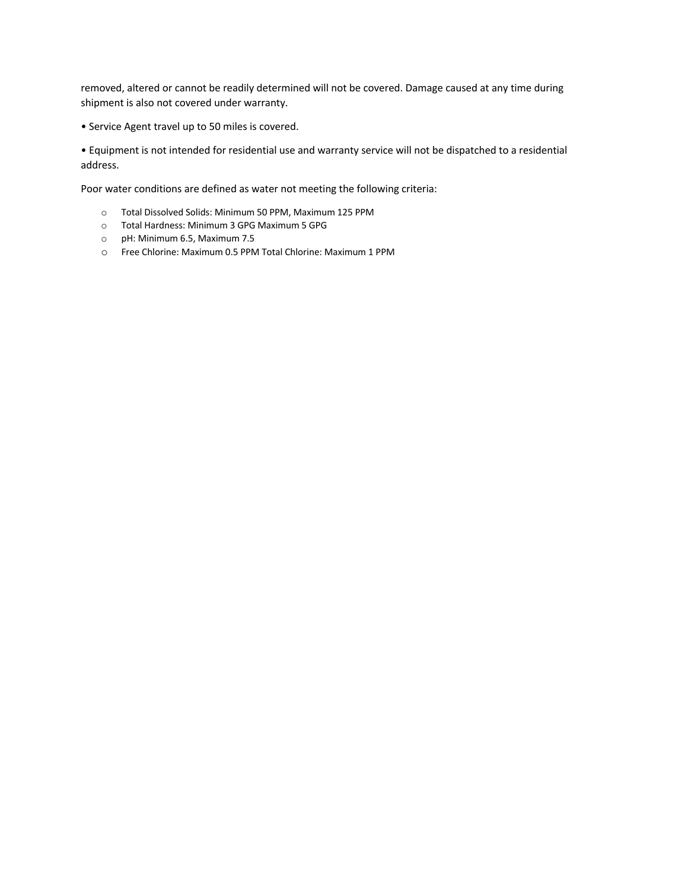removed, altered or cannot be readily determined will not be covered. Damage caused at any time during shipment is also not covered under warranty.

• Service Agent travel up to 50 miles is covered.

• Equipment is not intended for residential use and warranty service will not be dispatched to a residential address.

Poor water conditions are defined as water not meeting the following criteria:

- Total Dissolved Solids: Minimum 50 PPM, Maximum 125 PPM
- Total Hardness: Minimum 3 GPG Maximum 5 GPG
- pH: Minimum 6.5, Maximum 7.5
- Free Chlorine: Maximum 0.5 PPM Total Chlorine: Maximum 1 PPM